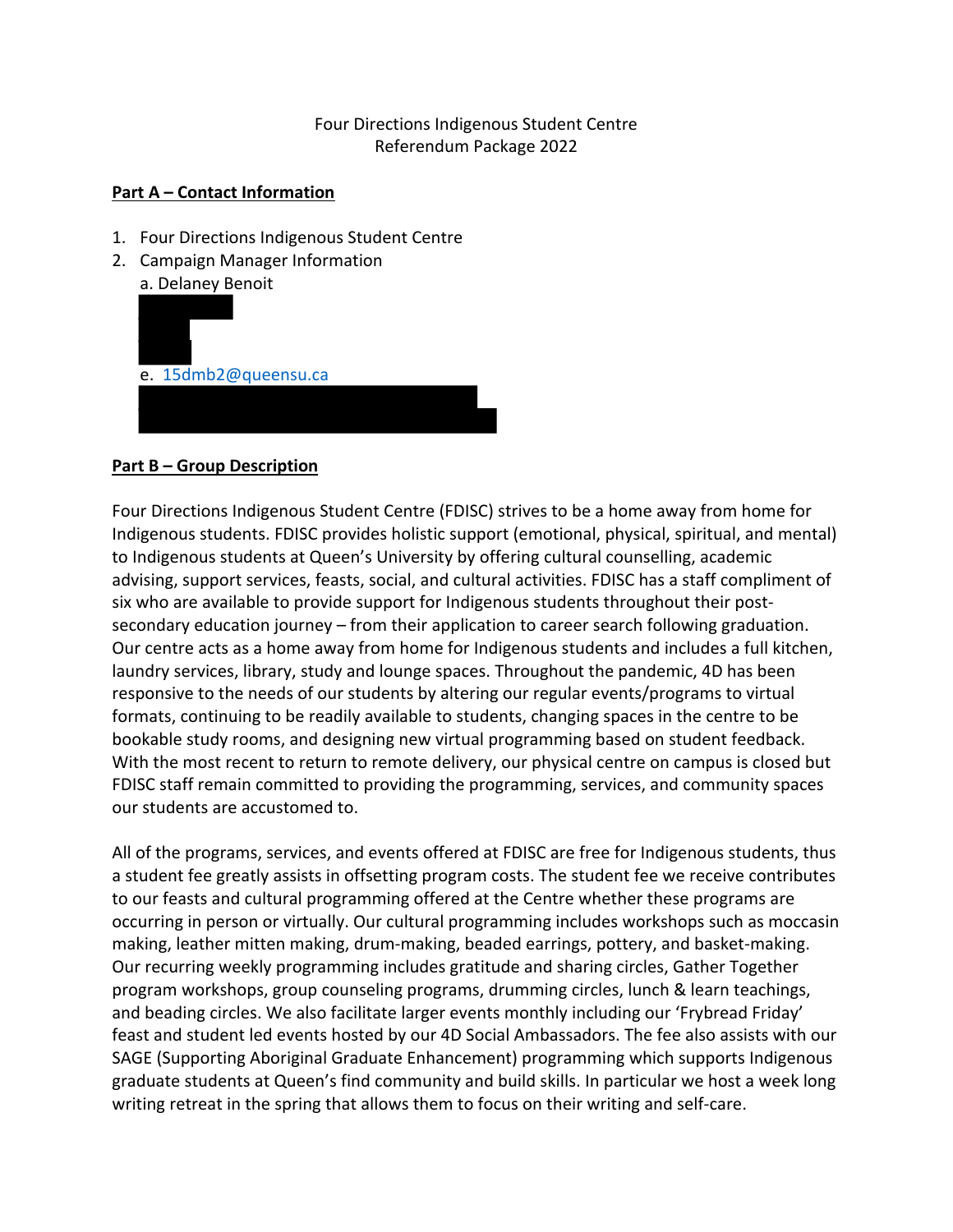Four Directions Indigenous Student Centre
Referendum Package 2022

**Part A – Contact Information**

1. Four Directions Indigenous Student Centre
2. Campaign Manager Information
   a. Delaney Benoit

   e. 15dmb2@queensu.ca

**Part B – Group Description**

Four Directions Indigenous Student Centre (FDISC) strives to be a home away from home for Indigenous students. FDISC provides holistic support (emotional, physical, spiritual, and mental) to Indigenous students at Queen's University by offering cultural counselling, academic advising, support services, feasts, social, and cultural activities. FDISC has a staff compliment of six who are available to provide support for Indigenous students throughout their post-secondary education journey – from their application to career search following graduation. Our centre acts as a home away from home for Indigenous students and includes a full kitchen, laundry services, library, study and lounge spaces. Throughout the pandemic, 4D has been responsive to the needs of our students by altering our regular events/programs to virtual formats, continuing to be readily available to students, changing spaces in the centre to be bookable study rooms, and designing new virtual programming based on student feedback. With the most recent to return to remote delivery, our physical centre on campus is closed but FDISC staff remain committed to providing the programming, services, and community spaces our students are accustomed to.

All of the programs, services, and events offered at FDISC are free for Indigenous students, thus a student fee greatly assists in offsetting program costs. The student fee we receive contributes to our feasts and cultural programming offered at the Centre whether these programs are occurring in person or virtually. Our cultural programming includes workshops such as moccasin making, leather mitten making, drum-making, beaded earrings, pottery, and basket-making. Our recurring weekly programming includes gratitude and sharing circles, Gather Together program workshops, group counseling programs, drumming circles, lunch & learn teachings, and beading circles. We also facilitate larger events monthly including our 'Frybread Friday' feast and student led events hosted by our 4D Social Ambassadors. The fee also assists with our SAGE (Supporting Aboriginal Graduate Enhancement) programming which supports Indigenous graduate students at Queen's find community and build skills. In particular we host a week long writing retreat in the spring that allows them to focus on their writing and self-care.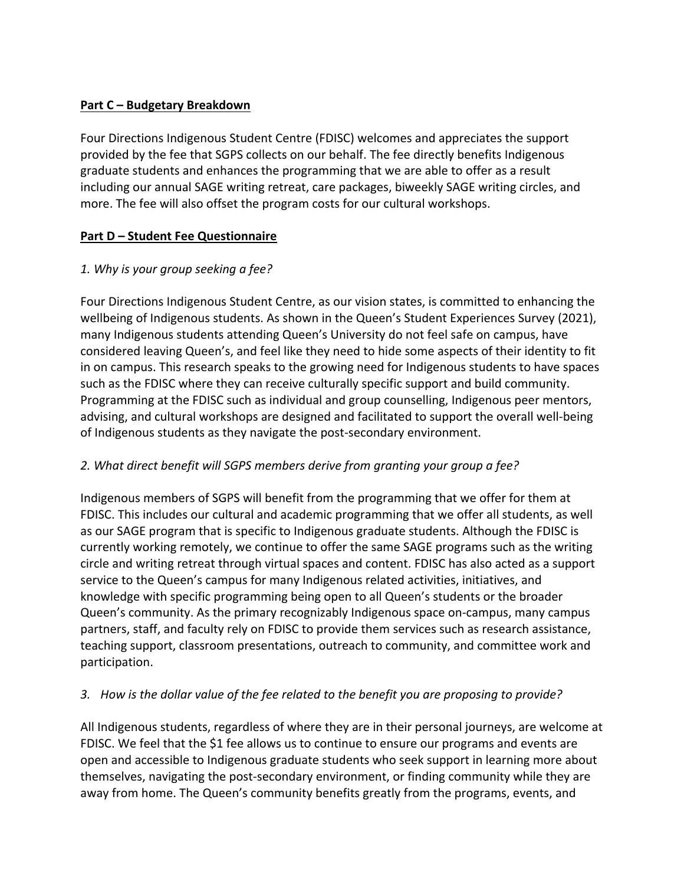**Part C – Budgetary Breakdown**

Four Directions Indigenous Student Centre (FDISC) welcomes and appreciates the support provided by the fee that SGPS collects on our behalf. The fee directly benefits Indigenous graduate students and enhances the programming that we are able to offer as a result including our annual SAGE writing retreat, care packages, biweekly SAGE writing circles, and more. The fee will also offset the program costs for our cultural workshops.

**Part D – Student Fee Questionnaire**

*1. Why is your group seeking a fee?*

Four Directions Indigenous Student Centre, as our vision states, is committed to enhancing the wellbeing of Indigenous students. As shown in the Queen's Student Experiences Survey (2021), many Indigenous students attending Queen's University do not feel safe on campus, have considered leaving Queen's, and feel like they need to hide some aspects of their identity to fit in on campus. This research speaks to the growing need for Indigenous students to have spaces such as the FDISC where they can receive culturally specific support and build community. Programming at the FDISC such as individual and group counselling, Indigenous peer mentors, advising, and cultural workshops are designed and facilitated to support the overall well-being of Indigenous students as they navigate the post-secondary environment.

*2. What direct benefit will SGPS members derive from granting your group a fee?*

Indigenous members of SGPS will benefit from the programming that we offer for them at FDISC. This includes our cultural and academic programming that we offer all students, as well as our SAGE program that is specific to Indigenous graduate students. Although the FDISC is currently working remotely, we continue to offer the same SAGE programs such as the writing circle and writing retreat through virtual spaces and content. FDISC has also acted as a support service to the Queen's campus for many Indigenous related activities, initiatives, and knowledge with specific programming being open to all Queen's students or the broader Queen's community. As the primary recognizably Indigenous space on-campus, many campus partners, staff, and faculty rely on FDISC to provide them services such as research assistance, teaching support, classroom presentations, outreach to community, and committee work and participation.

*3. How is the dollar value of the fee related to the benefit you are proposing to provide?*

All Indigenous students, regardless of where they are in their personal journeys, are welcome at FDISC. We feel that the $1 fee allows us to continue to ensure our programs and events are open and accessible to Indigenous graduate students who seek support in learning more about themselves, navigating the post-secondary environment, or finding community while they are away from home. The Queen's community benefits greatly from the programs, events, and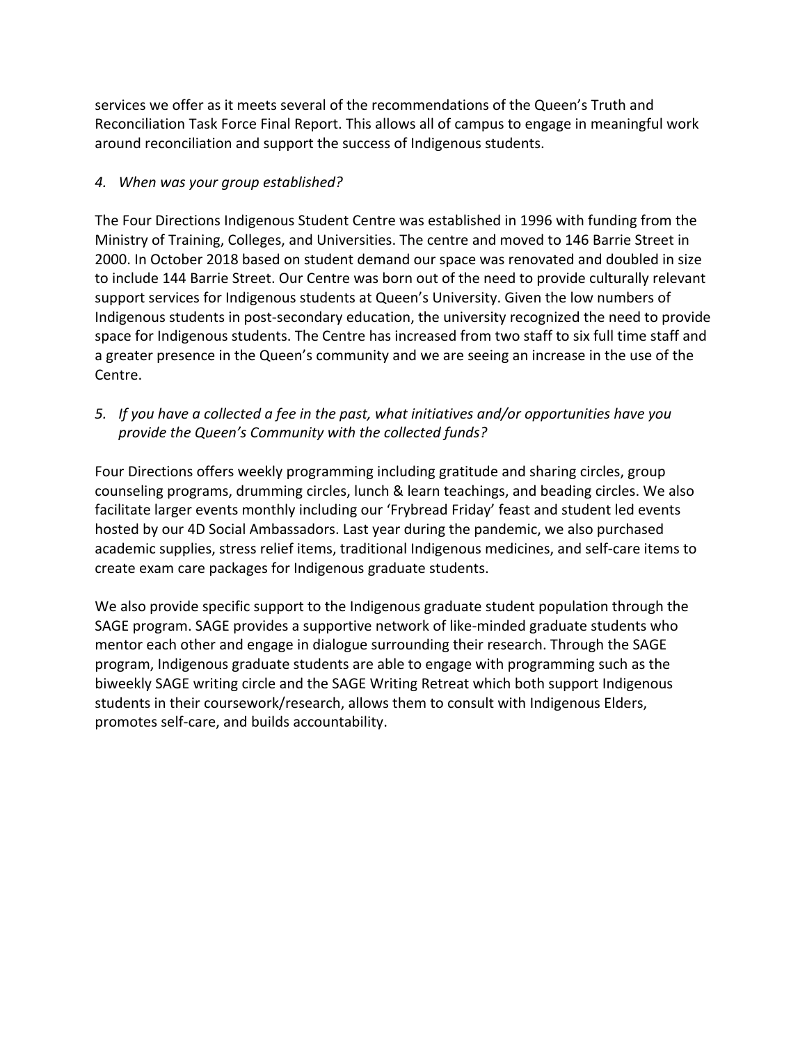services we offer as it meets several of the recommendations of the Queen's Truth and Reconciliation Task Force Final Report. This allows all of campus to engage in meaningful work around reconciliation and support the success of Indigenous students.

4. *When was your group established?*

The Four Directions Indigenous Student Centre was established in 1996 with funding from the Ministry of Training, Colleges, and Universities. The centre and moved to 146 Barrie Street in 2000. In October 2018 based on student demand our space was renovated and doubled in size to include 144 Barrie Street. Our Centre was born out of the need to provide culturally relevant support services for Indigenous students at Queen's University. Given the low numbers of Indigenous students in post-secondary education, the university recognized the need to provide space for Indigenous students. The Centre has increased from two staff to six full time staff and a greater presence in the Queen's community and we are seeing an increase in the use of the Centre.

5. *If you have a collected a fee in the past, what initiatives and/or opportunities have you provide the Queen's Community with the collected funds?*

Four Directions offers weekly programming including gratitude and sharing circles, group counseling programs, drumming circles, lunch & learn teachings, and beading circles. We also facilitate larger events monthly including our 'Frybread Friday' feast and student led events hosted by our 4D Social Ambassadors. Last year during the pandemic, we also purchased academic supplies, stress relief items, traditional Indigenous medicines, and self-care items to create exam care packages for Indigenous graduate students.

We also provide specific support to the Indigenous graduate student population through the SAGE program. SAGE provides a supportive network of like-minded graduate students who mentor each other and engage in dialogue surrounding their research. Through the SAGE program, Indigenous graduate students are able to engage with programming such as the biweekly SAGE writing circle and the SAGE Writing Retreat which both support Indigenous students in their coursework/research, allows them to consult with Indigenous Elders, promotes self-care, and builds accountability.